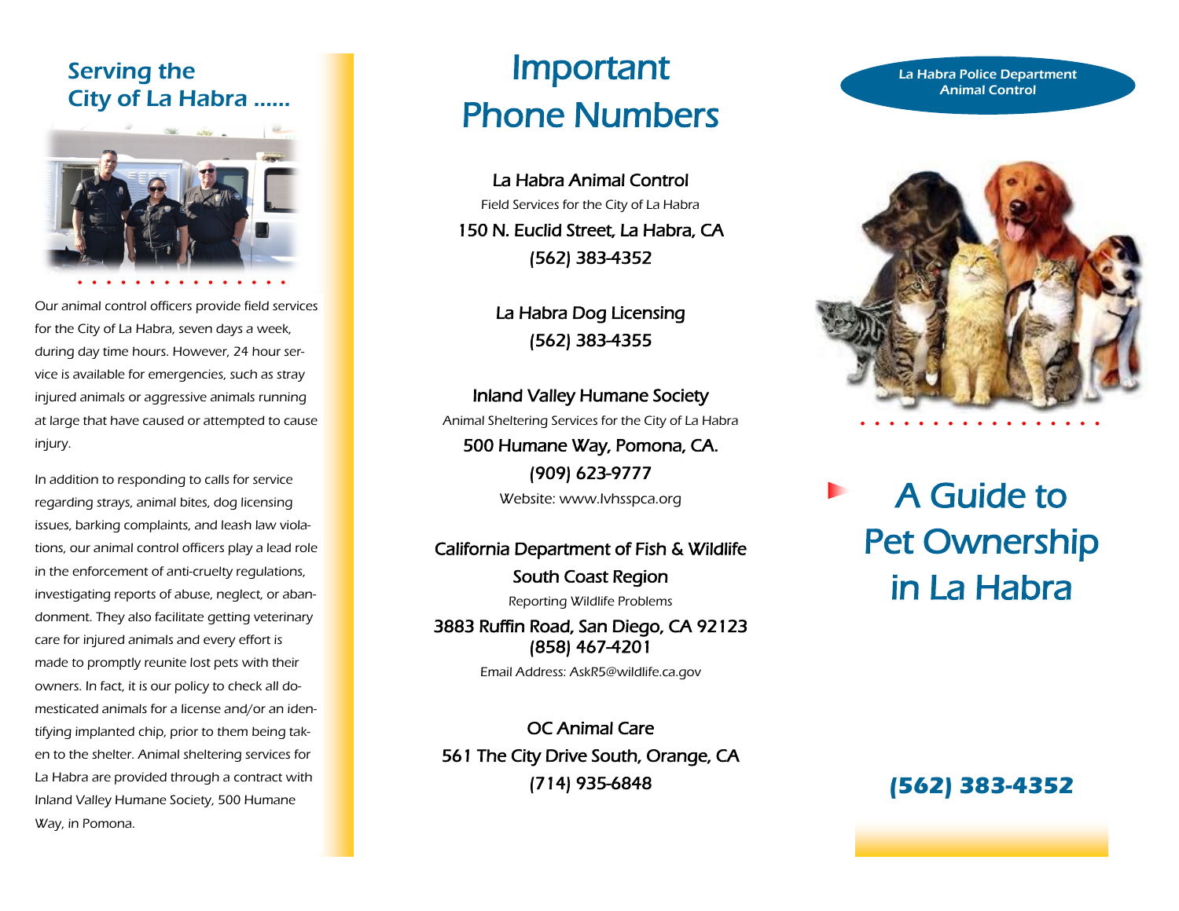## Serving the City of La Habra ......

Our animal control officers provide field services for the City of La Habra, seven days a week, during day time hours. However, 24 hour service is available for emergencies, such as stray injured animals or aggressive animals running at large that have caused or attempted to cause injury.

In addition to responding to calls for service regarding strays, animal bites, dog licensing issues, barking complaints, and leash law violations, our animal control officers play a lead role in the enforcement of anti-cruelty regulations, investigating reports of abuse, neglect, or abandonment. They also facilitate getting veterinary care for injured animals and every effort is made to promptly reunite lost pets with their owners. In fact, it is our policy to check all domesticated animals for a license and/or an identifying implanted chip, prior to them being taken to the shelter. Animal sheltering services for La Habra are provided through a contract with Inland Valley Humane Society, 500 Humane Way, in Pomona.

# Important Phone Numbers

**La Habra Animal Control**
Field Services for the City of La Habra
150 N. Euclid Street, La Habra, CA
(562) 383-4352

**La Habra Dog Licensing**
(562) 383-4355

**Inland Valley Humane Society**
Animal Sheltering Services for the City of La Habra
500 Humane Way, Pomona, CA.
(909) 623-9777
Website: www.Ivhsspca.org

**California Department of Fish & Wildlife South Coast Region**
Reporting Wildlife Problems
3883 Ruffin Road, San Diego, CA 92123
(858) 467-4201
Email Address: AskR5@wildlife.ca.gov

**OC Animal Care**
561 The City Drive South, Orange, CA
(714) 935-6848

La Habra Police Department
Animal Control

# A Guide to Pet Ownership in La Habra

**(562) 383-4352**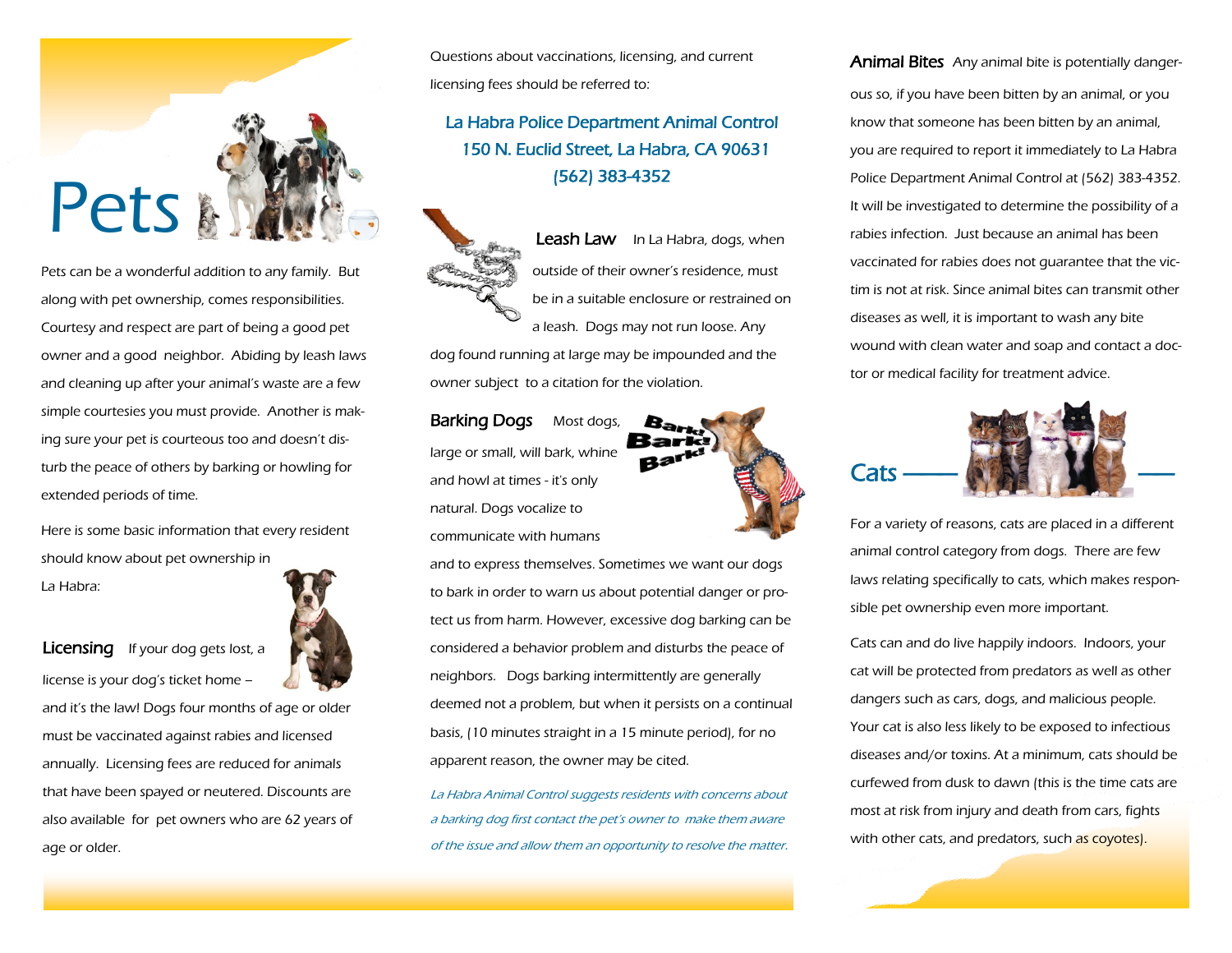# Pets

Pets can be a wonderful addition to any family. But along with pet ownership, comes responsibilities. Courtesy and respect are part of being a good pet owner and a good neighbor. Abiding by leash laws and cleaning up after your animal's waste are a few simple courtesies you must provide. Another is making sure your pet is courteous too and doesn't disturb the peace of others by barking or howling for extended periods of time.

Here is some basic information that every resident should know about pet ownership in La Habra:

**Licensing** If your dog gets lost, a license is your dog's ticket home – and it's the law! Dogs four months of age or older must be vaccinated against rabies and licensed annually. Licensing fees are reduced for animals that have been spayed or neutered. Discounts are also available for pet owners who are 62 years of age or older.

Questions about vaccinations, licensing, and current licensing fees should be referred to:

La Habra Police Department Animal Control
150 N. Euclid Street, La Habra, CA 90631
(562) 383-4352

**Leash Law** In La Habra, dogs, when outside of their owner's residence, must be in a suitable enclosure or restrained on a leash. Dogs may not run loose. Any dog found running at large may be impounded and the owner subject to a citation for the violation.

**Barking Dogs** Most dogs, large or small, will bark, whine and howl at times - it's only natural. Dogs vocalize to communicate with humans and to express themselves. Sometimes we want our dogs to bark in order to warn us about potential danger or protect us from harm. However, excessive dog barking can be considered a behavior problem and disturbs the peace of neighbors. Dogs barking intermittently are generally deemed not a problem, but when it persists on a continual basis, (10 minutes straight in a 15 minute period), for no apparent reason, the owner may be cited.

*La Habra Animal Control suggests residents with concerns about a barking dog first contact the pet's owner to make them aware of the issue and allow them an opportunity to resolve the matter.*

**Animal Bites** Any animal bite is potentially dangerous so, if you have been bitten by an animal, or you know that someone has been bitten by an animal, you are required to report it immediately to La Habra Police Department Animal Control at (562) 383-4352. It will be investigated to determine the possibility of a rabies infection. Just because an animal has been vaccinated for rabies does not guarantee that the victim is not at risk. Since animal bites can transmit other diseases as well, it is important to wash any bite wound with clean water and soap and contact a doctor or medical facility for treatment advice.

## Cats

For a variety of reasons, cats are placed in a different animal control category from dogs. There are few laws relating specifically to cats, which makes responsible pet ownership even more important.

Cats can and do live happily indoors. Indoors, your cat will be protected from predators as well as other dangers such as cars, dogs, and malicious people. Your cat is also less likely to be exposed to infectious diseases and/or toxins. At a minimum, cats should be curfewed from dusk to dawn (this is the time cats are most at risk from injury and death from cars, fights with other cats, and predators, such as coyotes).